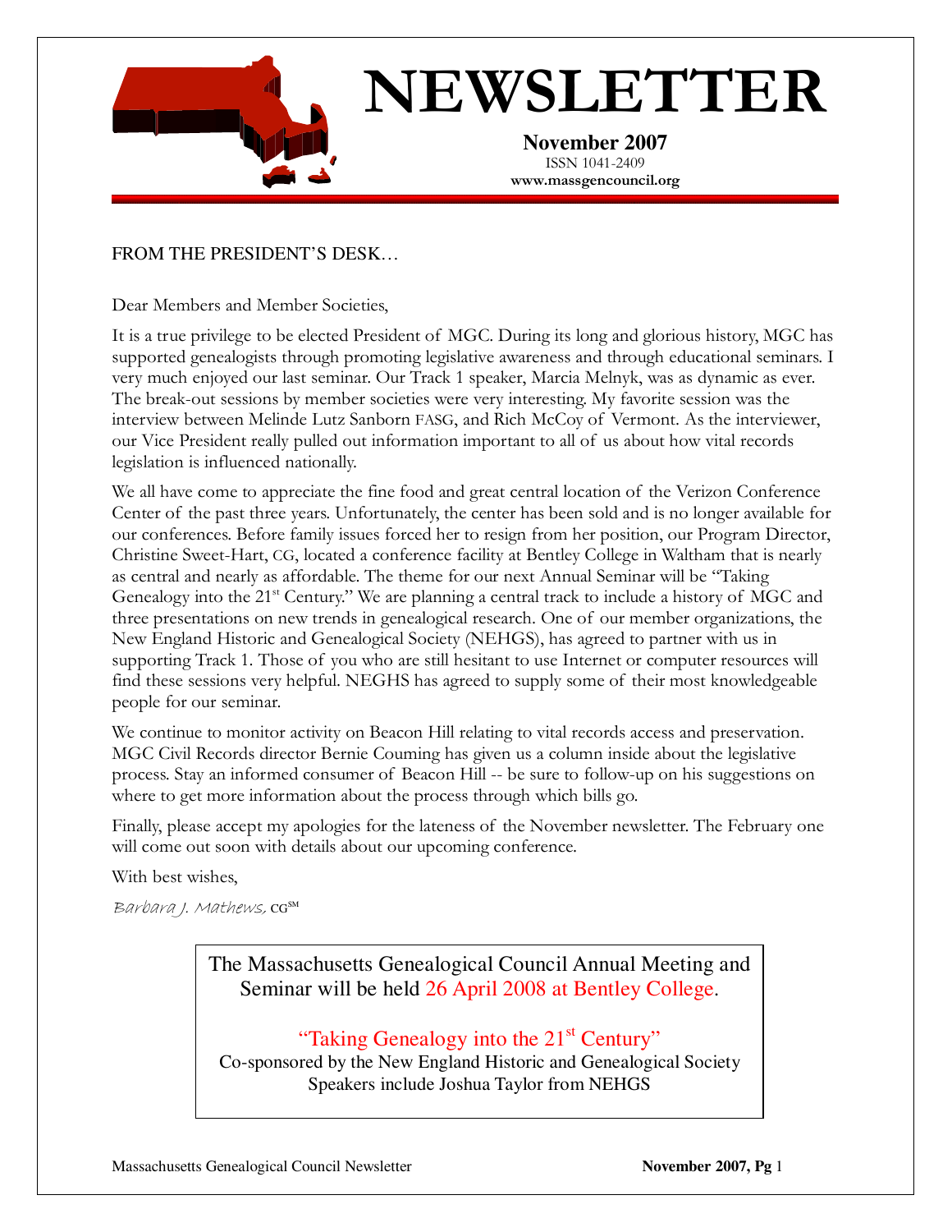# NEWSLETTER

**November 2007**
ISSN 1041-2409
**www.massgencouncil.org**

## FROM THE PRESIDENT'S DESK…

Dear Members and Member Societies,

It is a true privilege to be elected President of MGC. During its long and glorious history, MGC has supported genealogists through promoting legislative awareness and through educational seminars. I very much enjoyed our last seminar. Our Track 1 speaker, Marcia Melnyk, was as dynamic as ever. The break-out sessions by member societies were very interesting. My favorite session was the interview between Melinde Lutz Sanborn FASG, and Rich McCoy of Vermont. As the interviewer, our Vice President really pulled out information important to all of us about how vital records legislation is influenced nationally.

We all have come to appreciate the fine food and great central location of the Verizon Conference Center of the past three years. Unfortunately, the center has been sold and is no longer available for our conferences. Before family issues forced her to resign from her position, our Program Director, Christine Sweet-Hart, CG, located a conference facility at Bentley College in Waltham that is nearly as central and nearly as affordable. The theme for our next Annual Seminar will be "Taking Genealogy into the 21st Century." We are planning a central track to include a history of MGC and three presentations on new trends in genealogical research. One of our member organizations, the New England Historic and Genealogical Society (NEHGS), has agreed to partner with us in supporting Track 1. Those of you who are still hesitant to use Internet or computer resources will find these sessions very helpful. NEGHS has agreed to supply some of their most knowledgeable people for our seminar.

We continue to monitor activity on Beacon Hill relating to vital records access and preservation. MGC Civil Records director Bernie Couming has given us a column inside about the legislative process. Stay an informed consumer of Beacon Hill -- be sure to follow-up on his suggestions on where to get more information about the process through which bills go.

Finally, please accept my apologies for the lateness of the November newsletter. The February one will come out soon with details about our upcoming conference.

With best wishes,

*Barbara J. Mathews,* CG℠

---

The Massachusetts Genealogical Council Annual Meeting and Seminar will be held 26 April 2008 at Bentley College.

"Taking Genealogy into the 21st Century"
Co-sponsored by the New England Historic and Genealogical Society
Speakers include Joshua Taylor from NEHGS

---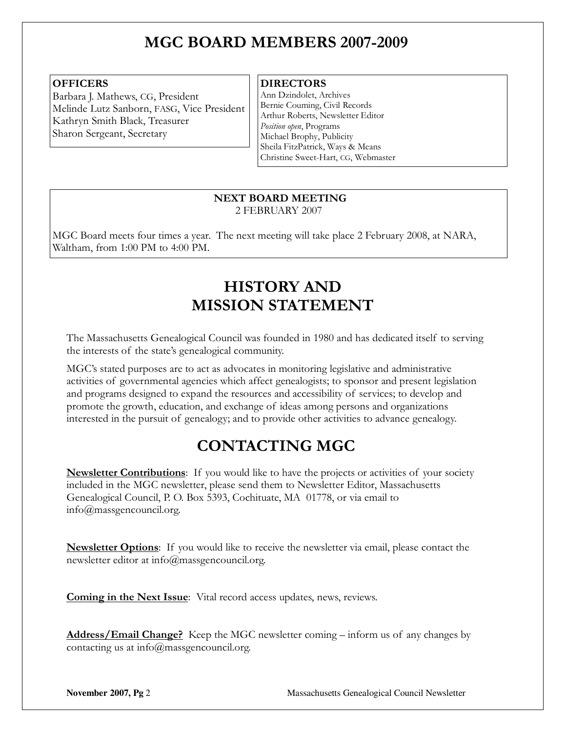# MGC BOARD MEMBERS 2007-2009

**OFFICERS**

Barbara J. Mathews, CG, President
Melinde Lutz Sanborn, FASG, Vice President
Kathryn Smith Black, Treasurer
Sharon Sergeant, Secretary

**DIRECTORS**

Ann Dzindolet, Archives
Bernie Couming, Civil Records
Arthur Roberts, Newsletter Editor
*Position open*, Programs
Michael Brophy, Publicity
Sheila FitzPatrick, Ways & Means
Christine Sweet-Hart, CG, Webmaster

**NEXT BOARD MEETING**
2 FEBRUARY 2007

MGC Board meets four times a year. The next meeting will take place 2 February 2008, at NARA, Waltham, from 1:00 PM to 4:00 PM.

# HISTORY AND MISSION STATEMENT

The Massachusetts Genealogical Council was founded in 1980 and has dedicated itself to serving the interests of the state's genealogical community.

MGC's stated purposes are to act as advocates in monitoring legislative and administrative activities of governmental agencies which affect genealogists; to sponsor and present legislation and programs designed to expand the resources and accessibility of services; to develop and promote the growth, education, and exchange of ideas among persons and organizations interested in the pursuit of genealogy; and to provide other activities to advance genealogy.

# CONTACTING MGC

**Newsletter Contributions**: If you would like to have the projects or activities of your society included in the MGC newsletter, please send them to Newsletter Editor, Massachusetts Genealogical Council, P. O. Box 5393, Cochituate, MA 01778, or via email to info@massgencouncil.org.

**Newsletter Options**: If you would like to receive the newsletter via email, please contact the newsletter editor at info@massgencouncil.org.

**Coming in the Next Issue**: Vital record access updates, news, reviews.

**Address/Email Change?** Keep the MGC newsletter coming – inform us of any changes by contacting us at info@massgencouncil.org.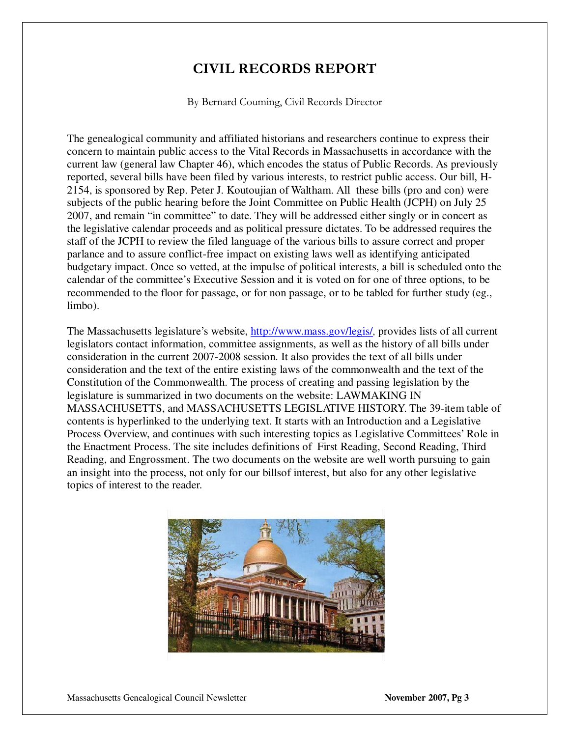# CIVIL RECORDS REPORT

By Bernard Couming, Civil Records Director

The genealogical community and affiliated historians and researchers continue to express their concern to maintain public access to the Vital Records in Massachusetts in accordance with the current law (general law Chapter 46), which encodes the status of Public Records. As previously reported, several bills have been filed by various interests, to restrict public access. Our bill, H-2154, is sponsored by Rep. Peter J. Koutoujian of Waltham. All these bills (pro and con) were subjects of the public hearing before the Joint Committee on Public Health (JCPH) on July 25 2007, and remain "in committee" to date. They will be addressed either singly or in concert as the legislative calendar proceeds and as political pressure dictates. To be addressed requires the staff of the JCPH to review the filed language of the various bills to assure correct and proper parlance and to assure conflict-free impact on existing laws well as identifying anticipated budgetary impact. Once so vetted, at the impulse of political interests, a bill is scheduled onto the calendar of the committee's Executive Session and it is voted on for one of three options, to be recommended to the floor for passage, or for non passage, or to be tabled for further study (eg., limbo).

The Massachusetts legislature's website, http://www.mass.gov/legis/, provides lists of all current legislators contact information, committee assignments, as well as the history of all bills under consideration in the current 2007-2008 session. It also provides the text of all bills under consideration and the text of the entire existing laws of the commonwealth and the text of the Constitution of the Commonwealth. The process of creating and passing legislation by the legislature is summarized in two documents on the website: LAWMAKING IN MASSACHUSETTS, and MASSACHUSETTS LEGISLATIVE HISTORY. The 39-item table of contents is hyperlinked to the underlying text. It starts with an Introduction and a Legislative Process Overview, and continues with such interesting topics as Legislative Committees' Role in the Enactment Process. The site includes definitions of First Reading, Second Reading, Third Reading, and Engrossment. The two documents on the website are well worth pursuing to gain an insight into the process, not only for our billsof interest, but also for any other legislative topics of interest to the reader.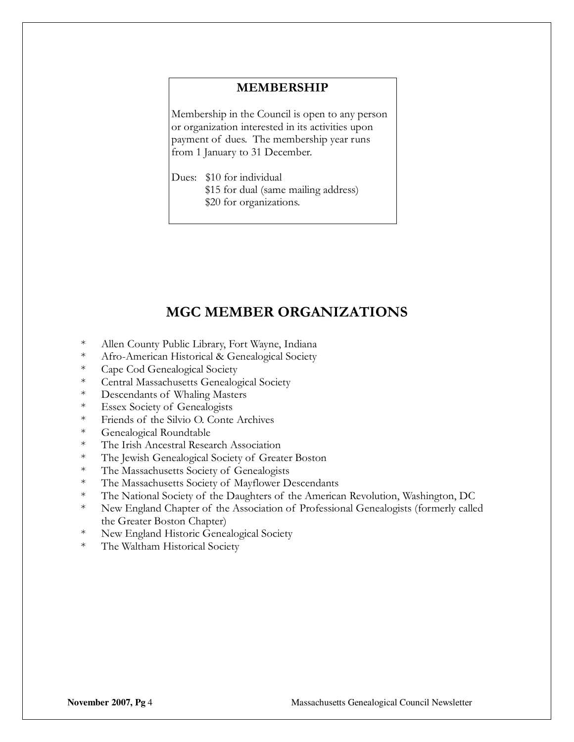## MEMBERSHIP

Membership in the Council is open to any person or organization interested in its activities upon payment of dues. The membership year runs from 1 January to 31 December.

Dues: $10 for individual
$15 for dual (same mailing address)
$20 for organizations.

## MGC MEMBER ORGANIZATIONS

* Allen County Public Library, Fort Wayne, Indiana
* Afro-American Historical & Genealogical Society
* Cape Cod Genealogical Society
* Central Massachusetts Genealogical Society
* Descendants of Whaling Masters
* Essex Society of Genealogists
* Friends of the Silvio O. Conte Archives
* Genealogical Roundtable
* The Irish Ancestral Research Association
* The Jewish Genealogical Society of Greater Boston
* The Massachusetts Society of Genealogists
* The Massachusetts Society of Mayflower Descendants
* The National Society of the Daughters of the American Revolution, Washington, DC
* New England Chapter of the Association of Professional Genealogists (formerly called the Greater Boston Chapter)
* New England Historic Genealogical Society
* The Waltham Historical Society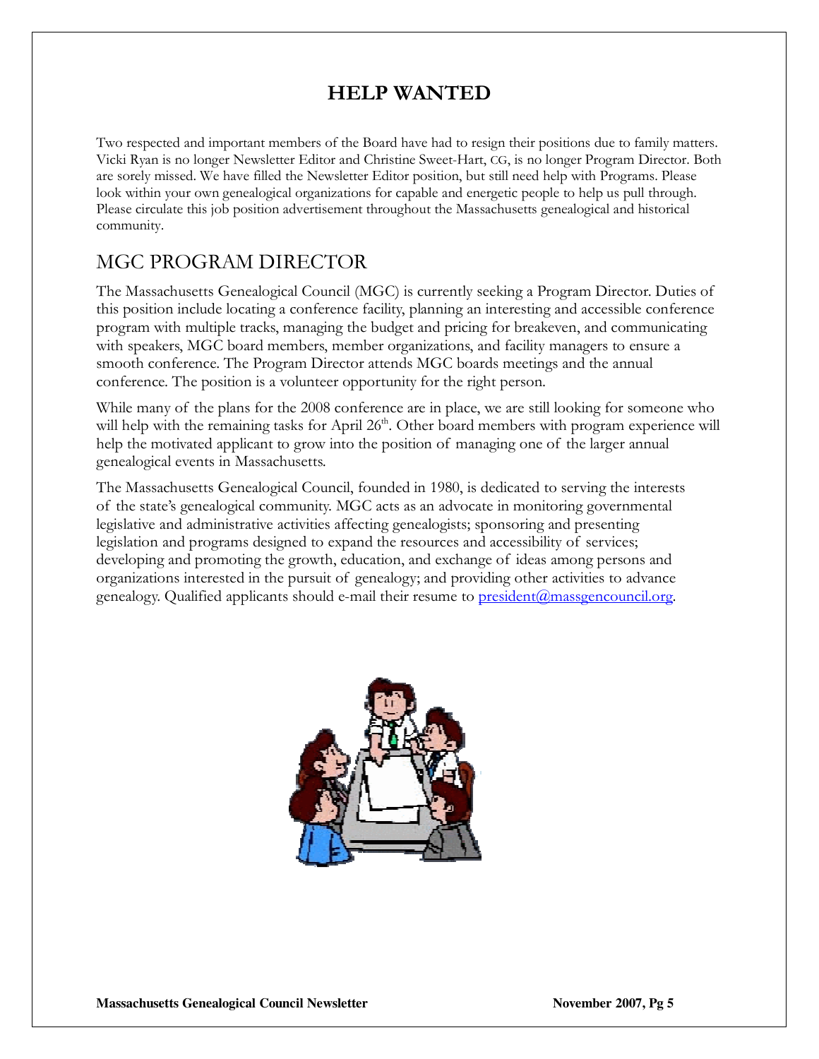# HELP WANTED

Two respected and important members of the Board have had to resign their positions due to family matters. Vicki Ryan is no longer Newsletter Editor and Christine Sweet-Hart, CG, is no longer Program Director. Both are sorely missed. We have filled the Newsletter Editor position, but still need help with Programs. Please look within your own genealogical organizations for capable and energetic people to help us pull through. Please circulate this job position advertisement throughout the Massachusetts genealogical and historical community.

## MGC PROGRAM DIRECTOR

The Massachusetts Genealogical Council (MGC) is currently seeking a Program Director. Duties of this position include locating a conference facility, planning an interesting and accessible conference program with multiple tracks, managing the budget and pricing for breakeven, and communicating with speakers, MGC board members, member organizations, and facility managers to ensure a smooth conference. The Program Director attends MGC boards meetings and the annual conference. The position is a volunteer opportunity for the right person.

While many of the plans for the 2008 conference are in place, we are still looking for someone who will help with the remaining tasks for April 26th. Other board members with program experience will help the motivated applicant to grow into the position of managing one of the larger annual genealogical events in Massachusetts.

The Massachusetts Genealogical Council, founded in 1980, is dedicated to serving the interests of the state's genealogical community. MGC acts as an advocate in monitoring governmental legislative and administrative activities affecting genealogists; sponsoring and presenting legislation and programs designed to expand the resources and accessibility of services; developing and promoting the growth, education, and exchange of ideas among persons and organizations interested in the pursuit of genealogy; and providing other activities to advance genealogy. Qualified applicants should e-mail their resume to president@massgencouncil.org.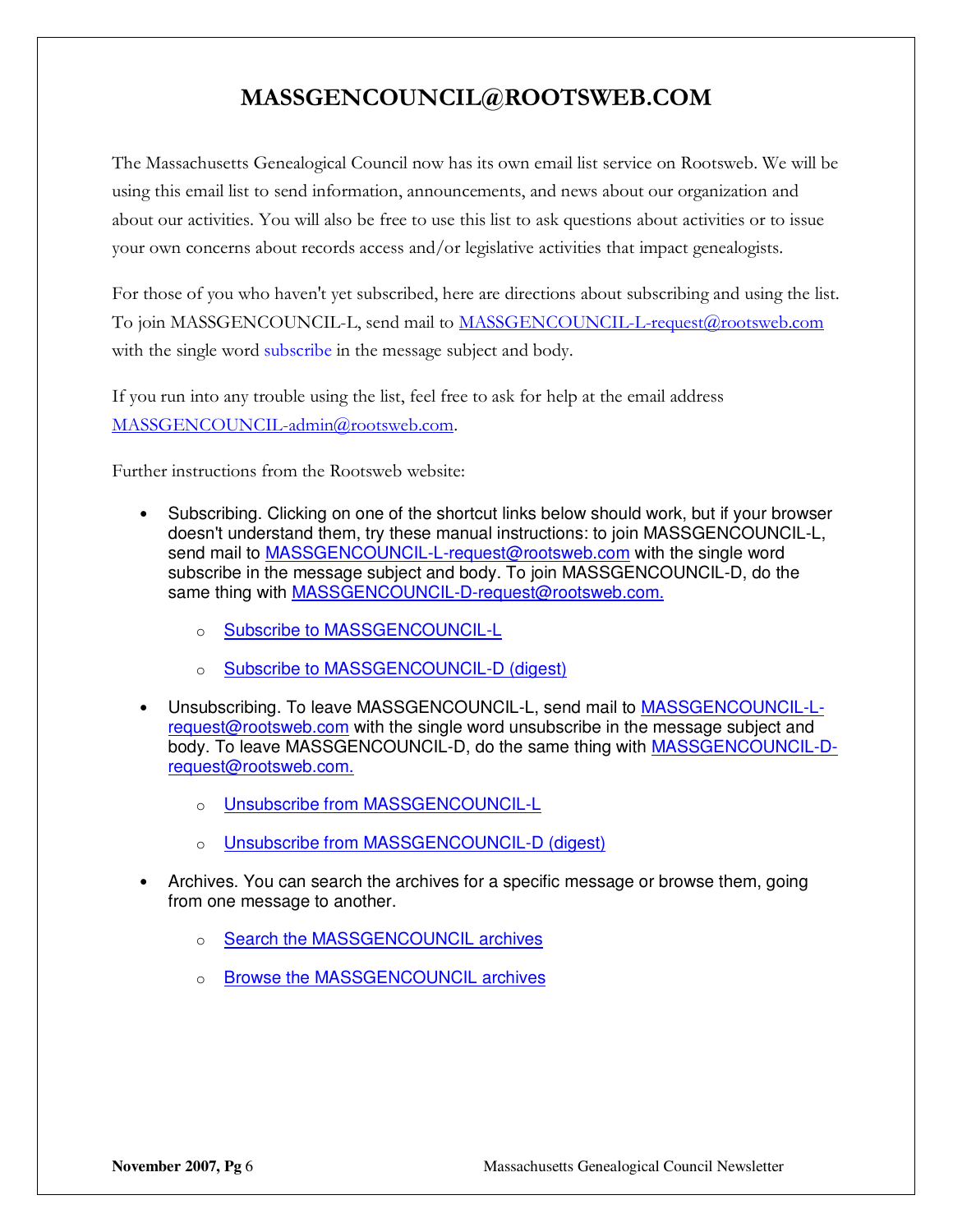# MASSGENCOUNCIL@ROOTSWEB.COM

The Massachusetts Genealogical Council now has its own email list service on Rootsweb. We will be using this email list to send information, announcements, and news about our organization and about our activities. You will also be free to use this list to ask questions about activities or to issue your own concerns about records access and/or legislative activities that impact genealogists.

For those of you who haven't yet subscribed, here are directions about subscribing and using the list. To join MASSGENCOUNCIL-L, send mail to MASSGENCOUNCIL-L-request@rootsweb.com with the single word subscribe in the message subject and body.

If you run into any trouble using the list, feel free to ask for help at the email address MASSGENCOUNCIL-admin@rootsweb.com.

Further instructions from the Rootsweb website:

- Subscribing. Clicking on one of the shortcut links below should work, but if your browser doesn't understand them, try these manual instructions: to join MASSGENCOUNCIL-L, send mail to MASSGENCOUNCIL-L-request@rootsweb.com with the single word subscribe in the message subject and body. To join MASSGENCOUNCIL-D, do the same thing with MASSGENCOUNCIL-D-request@rootsweb.com.
    - Subscribe to MASSGENCOUNCIL-L
    - Subscribe to MASSGENCOUNCIL-D (digest)
- Unsubscribing. To leave MASSGENCOUNCIL-L, send mail to MASSGENCOUNCIL-L-request@rootsweb.com with the single word unsubscribe in the message subject and body. To leave MASSGENCOUNCIL-D, do the same thing with MASSGENCOUNCIL-D-request@rootsweb.com.
    - Unsubscribe from MASSGENCOUNCIL-L
    - Unsubscribe from MASSGENCOUNCIL-D (digest)
- Archives. You can search the archives for a specific message or browse them, going from one message to another.
    - Search the MASSGENCOUNCIL archives
    - Browse the MASSGENCOUNCIL archives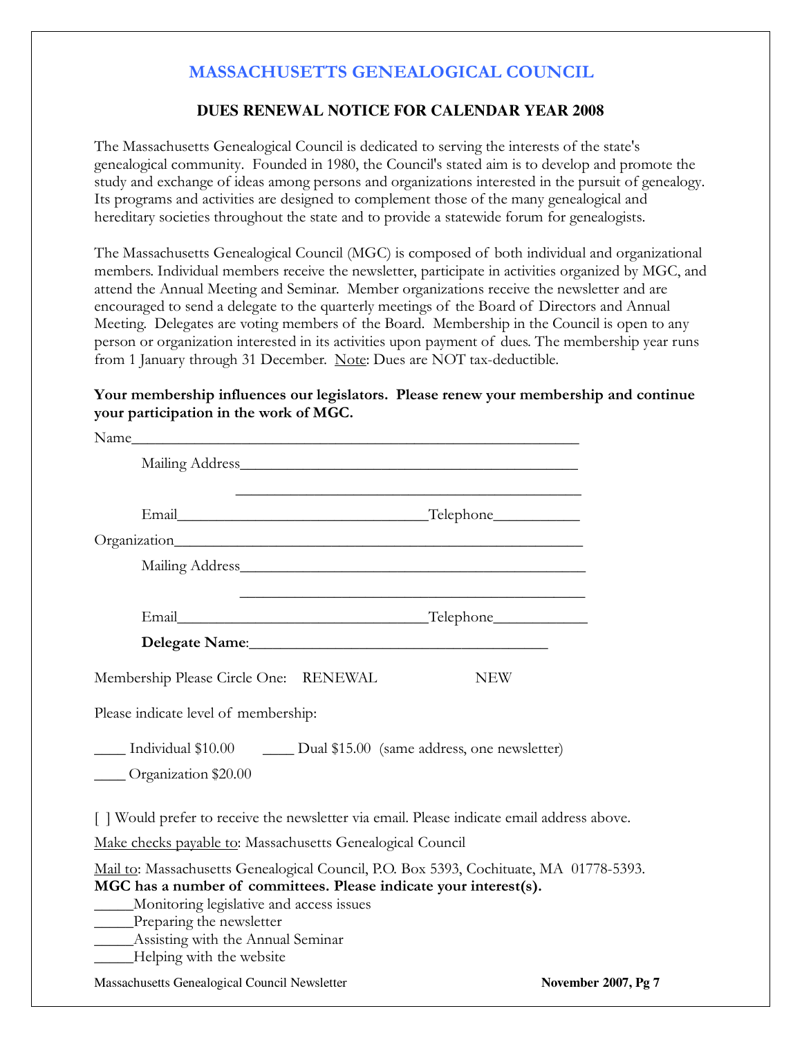# MASSACHUSETTS GENEALOGICAL COUNCIL

## DUES RENEWAL NOTICE FOR CALENDAR YEAR 2008

The Massachusetts Genealogical Council is dedicated to serving the interests of the state's genealogical community. Founded in 1980, the Council's stated aim is to develop and promote the study and exchange of ideas among persons and organizations interested in the pursuit of genealogy. Its programs and activities are designed to complement those of the many genealogical and hereditary societies throughout the state and to provide a statewide forum for genealogists.

The Massachusetts Genealogical Council (MGC) is composed of both individual and organizational members. Individual members receive the newsletter, participate in activities organized by MGC, and attend the Annual Meeting and Seminar. Member organizations receive the newsletter and are encouraged to send a delegate to the quarterly meetings of the Board of Directors and Annual Meeting. Delegates are voting members of the Board. Membership in the Council is open to any person or organization interested in its activities upon payment of dues. The membership year runs from 1 January through 31 December. Note: Dues are NOT tax-deductible.

**Your membership influences our legislators. Please renew your membership and continue your participation in the work of MGC.**

Name___________________________________________________________

Mailing Address____________________________________________

____________________________________________

Email________________________________Telephone___________

Organization______________________________________________________

Mailing Address____________________________________________

____________________________________________

Email________________________________Telephone____________

**Delegate Name**:______________________________________

Membership Please Circle One: RENEWAL NEW

Please indicate level of membership:

____ Individual $10.00 ____ Dual $15.00 (same address, one newsletter)

____ Organization $20.00

[ ] Would prefer to receive the newsletter via email. Please indicate email address above.

Make checks payable to: Massachusetts Genealogical Council

Mail to: Massachusetts Genealogical Council, P.O. Box 5393, Cochituate, MA 01778-5393.

**MGC has a number of committees. Please indicate your interest(s).**

_____Monitoring legislative and access issues
_____Preparing the newsletter
_____Assisting with the Annual Seminar
_____Helping with the website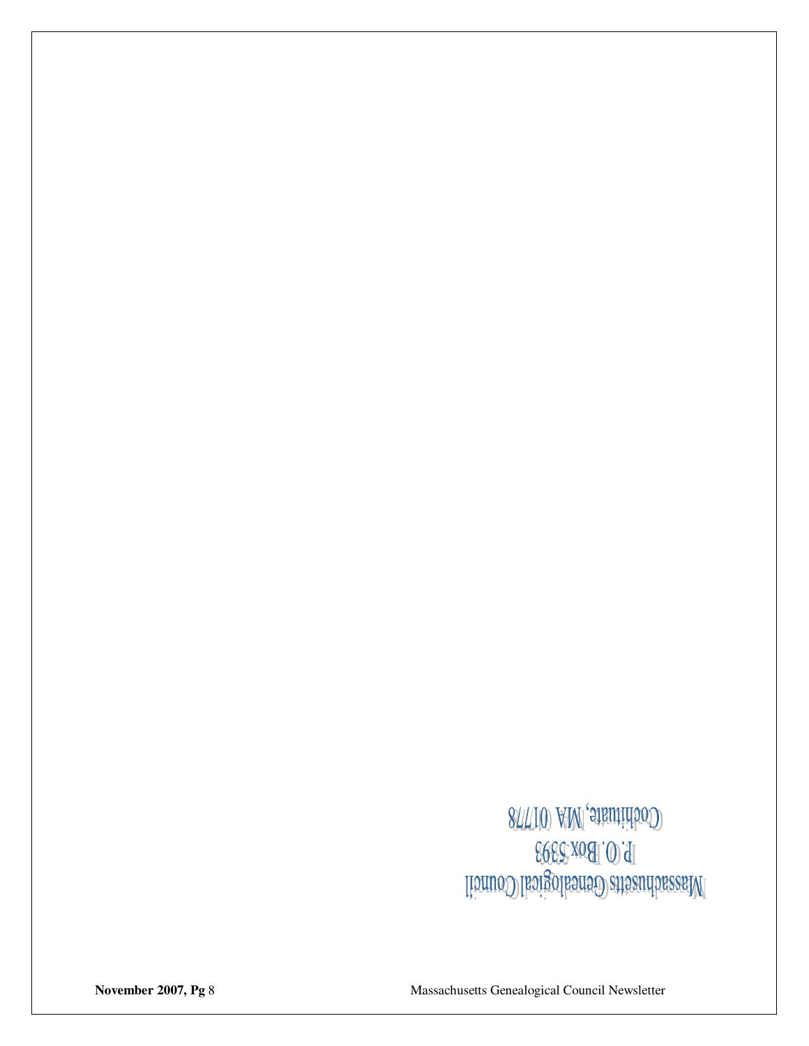Massachusetts Genealogical Council
P. O. Box 5393
Cochituate, MA 01778